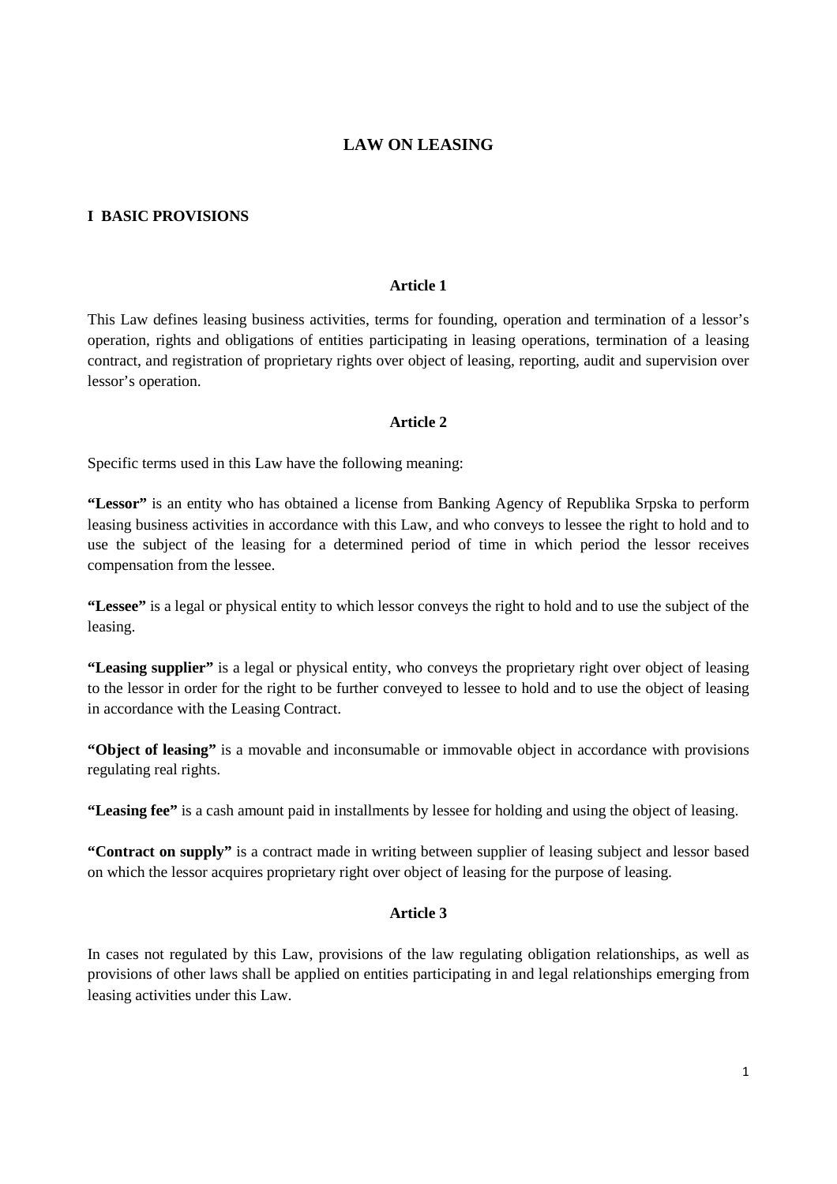# LAW ON LEASING

## I BASIC PROVISIONS

### Article 1

This Law defines leasing business activities, terms for founding, operation and termination of a lessor's operation, rights and obligations of entities participating in leasing operations, termination of a leasing contract, and registration of proprietary rights over object of leasing, reporting, audit and supervision over lessor's operation.

### Article 2

Specific terms used in this Law have the following meaning:

**"Lessor"** is an entity who has obtained a license from Banking Agency of Republika Srpska to perform leasing business activities in accordance with this Law, and who conveys to lessee the right to hold and to use the subject of the leasing for a determined period of time in which period the lessor receives compensation from the lessee.

**"Lessee"** is a legal or physical entity to which lessor conveys the right to hold and to use the subject of the leasing.

**"Leasing supplier"** is a legal or physical entity, who conveys the proprietary right over object of leasing to the lessor in order for the right to be further conveyed to lessee to hold and to use the object of leasing in accordance with the Leasing Contract.

**"Object of leasing"** is a movable and inconsumable or immovable object in accordance with provisions regulating real rights.

**"Leasing fee"** is a cash amount paid in installments by lessee for holding and using the object of leasing.

**"Contract on supply"** is a contract made in writing between supplier of leasing subject and lessor based on which the lessor acquires proprietary right over object of leasing for the purpose of leasing.

### Article 3

In cases not regulated by this Law, provisions of the law regulating obligation relationships, as well as provisions of other laws shall be applied on entities participating in and legal relationships emerging from leasing activities under this Law.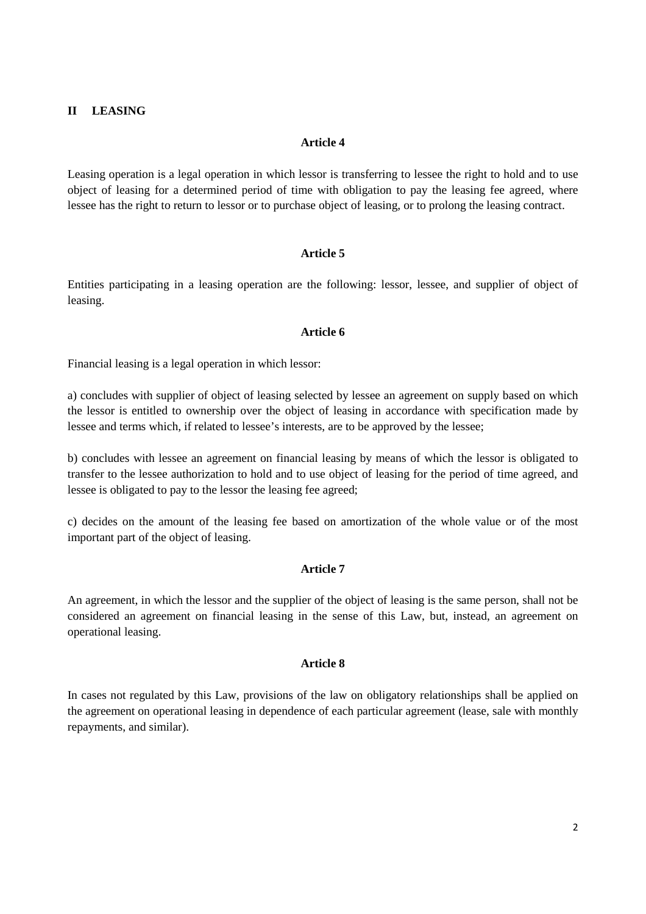## II LEASING

### Article 4

Leasing operation is a legal operation in which lessor is transferring to lessee the right to hold and to use object of leasing for a determined period of time with obligation to pay the leasing fee agreed, where lessee has the right to return to lessor or to purchase object of leasing, or to prolong the leasing contract.

### Article 5

Entities participating in a leasing operation are the following: lessor, lessee, and supplier of object of leasing.

### Article 6

Financial leasing is a legal operation in which lessor:

a) concludes with supplier of object of leasing selected by lessee an agreement on supply based on which the lessor is entitled to ownership over the object of leasing in accordance with specification made by lessee and terms which, if related to lessee's interests, are to be approved by the lessee;

b) concludes with lessee an agreement on financial leasing by means of which the lessor is obligated to transfer to the lessee authorization to hold and to use object of leasing for the period of time agreed, and lessee is obligated to pay to the lessor the leasing fee agreed;

c) decides on the amount of the leasing fee based on amortization of the whole value or of the most important part of the object of leasing.

### Article 7

An agreement, in which the lessor and the supplier of the object of leasing is the same person, shall not be considered an agreement on financial leasing in the sense of this Law, but, instead, an agreement on operational leasing.

### Article 8

In cases not regulated by this Law, provisions of the law on obligatory relationships shall be applied on the agreement on operational leasing in dependence of each particular agreement (lease, sale with monthly repayments, and similar).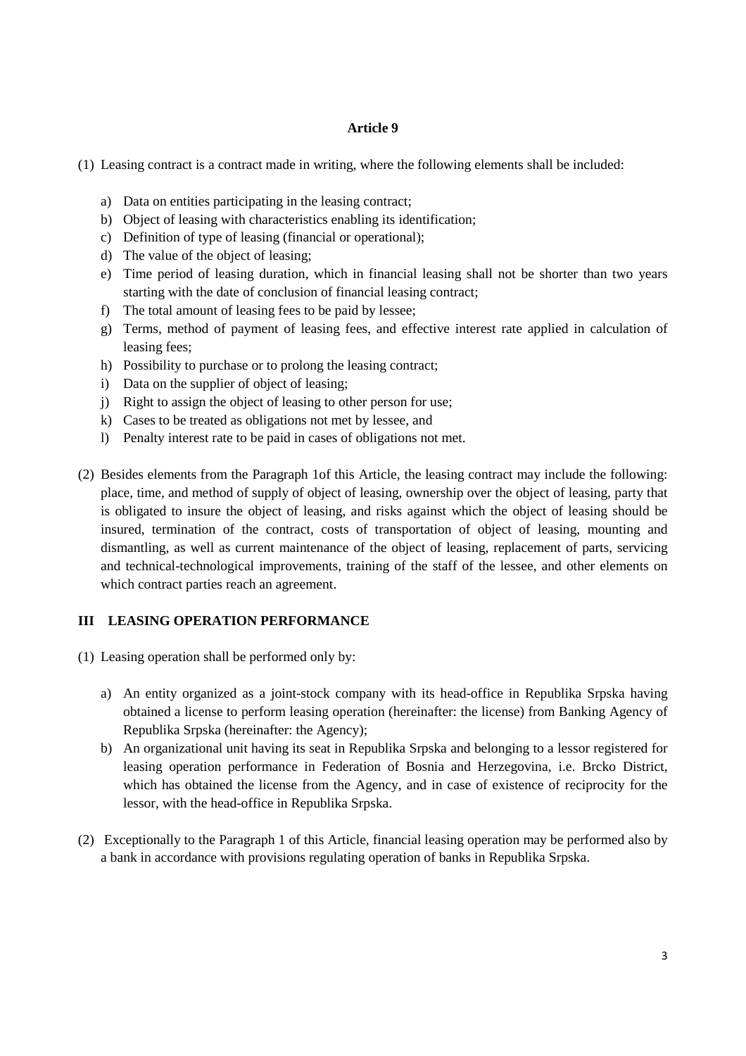#### Article 9

(1) Leasing contract is a contract made in writing, where the following elements shall be included:

a) Data on entities participating in the leasing contract;
b) Object of leasing with characteristics enabling its identification;
c) Definition of type of leasing (financial or operational);
d) The value of the object of leasing;
e) Time period of leasing duration, which in financial leasing shall not be shorter than two years starting with the date of conclusion of financial leasing contract;
f) The total amount of leasing fees to be paid by lessee;
g) Terms, method of payment of leasing fees, and effective interest rate applied in calculation of leasing fees;
h) Possibility to purchase or to prolong the leasing contract;
i) Data on the supplier of object of leasing;
j) Right to assign the object of leasing to other person for use;
k) Cases to be treated as obligations not met by lessee, and
l) Penalty interest rate to be paid in cases of obligations not met.

(2) Besides elements from the Paragraph 1of this Article, the leasing contract may include the following: place, time, and method of supply of object of leasing, ownership over the object of leasing, party that is obligated to insure the object of leasing, and risks against which the object of leasing should be insured, termination of the contract, costs of transportation of object of leasing, mounting and dismantling, as well as current maintenance of the object of leasing, replacement of parts, servicing and technical-technological improvements, training of the staff of the lessee, and other elements on which contract parties reach an agreement.

## III LEASING OPERATION PERFORMANCE

(1) Leasing operation shall be performed only by:

a) An entity organized as a joint-stock company with its head-office in Republika Srpska having obtained a license to perform leasing operation (hereinafter: the license) from Banking Agency of Republika Srpska (hereinafter: the Agency);
b) An organizational unit having its seat in Republika Srpska and belonging to a lessor registered for leasing operation performance in Federation of Bosnia and Herzegovina, i.e. Brcko District, which has obtained the license from the Agency, and in case of existence of reciprocity for the lessor, with the head-office in Republika Srpska.

(2) Exceptionally to the Paragraph 1 of this Article, financial leasing operation may be performed also by a bank in accordance with provisions regulating operation of banks in Republika Srpska.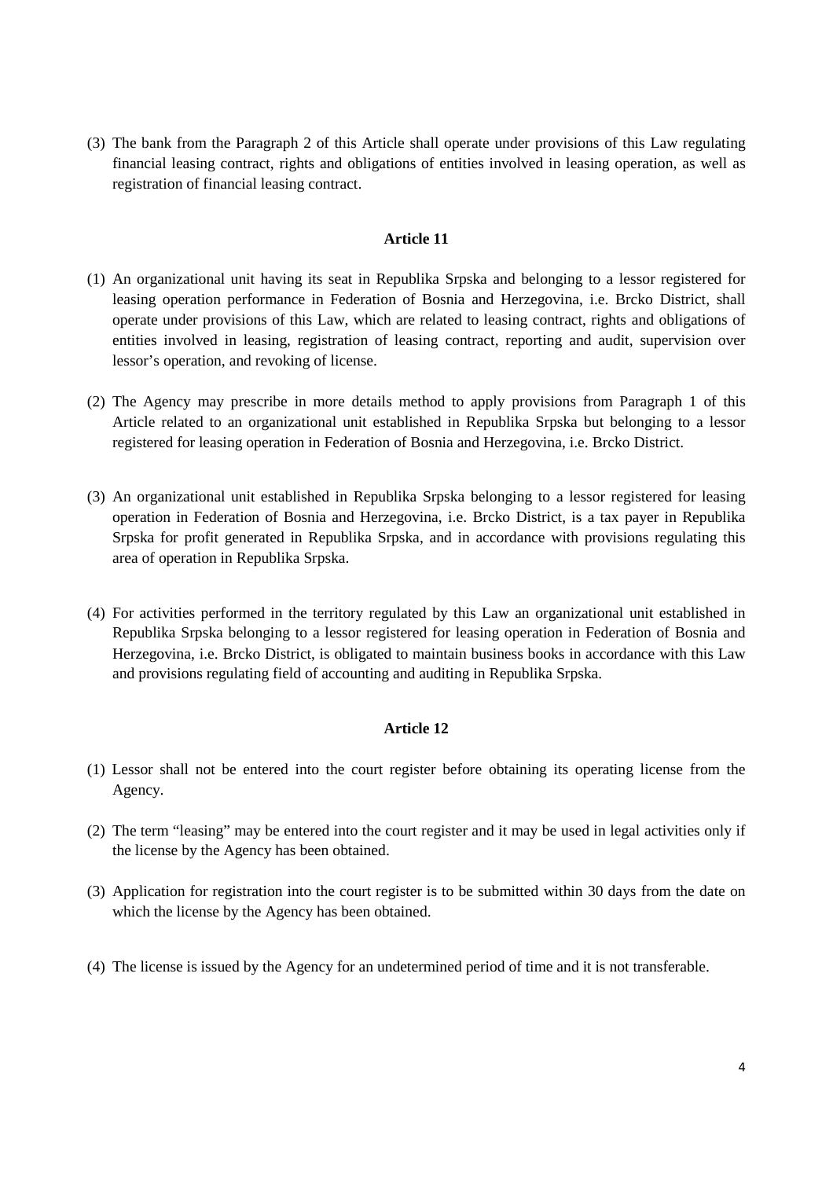(3) The bank from the Paragraph 2 of this Article shall operate under provisions of this Law regulating financial leasing contract, rights and obligations of entities involved in leasing operation, as well as registration of financial leasing contract.

### Article 11

(1) An organizational unit having its seat in Republika Srpska and belonging to a lessor registered for leasing operation performance in Federation of Bosnia and Herzegovina, i.e. Brcko District, shall operate under provisions of this Law, which are related to leasing contract, rights and obligations of entities involved in leasing, registration of leasing contract, reporting and audit, supervision over lessor's operation, and revoking of license.

(2) The Agency may prescribe in more details method to apply provisions from Paragraph 1 of this Article related to an organizational unit established in Republika Srpska but belonging to a lessor registered for leasing operation in Federation of Bosnia and Herzegovina, i.e. Brcko District.

(3) An organizational unit established in Republika Srpska belonging to a lessor registered for leasing operation in Federation of Bosnia and Herzegovina, i.e. Brcko District, is a tax payer in Republika Srpska for profit generated in Republika Srpska, and in accordance with provisions regulating this area of operation in Republika Srpska.

(4) For activities performed in the territory regulated by this Law an organizational unit established in Republika Srpska belonging to a lessor registered for leasing operation in Federation of Bosnia and Herzegovina, i.e. Brcko District, is obligated to maintain business books in accordance with this Law and provisions regulating field of accounting and auditing in Republika Srpska.

### Article 12

(1) Lessor shall not be entered into the court register before obtaining its operating license from the Agency.

(2) The term "leasing" may be entered into the court register and it may be used in legal activities only if the license by the Agency has been obtained.

(3) Application for registration into the court register is to be submitted within 30 days from the date on which the license by the Agency has been obtained.

(4) The license is issued by the Agency for an undetermined period of time and it is not transferable.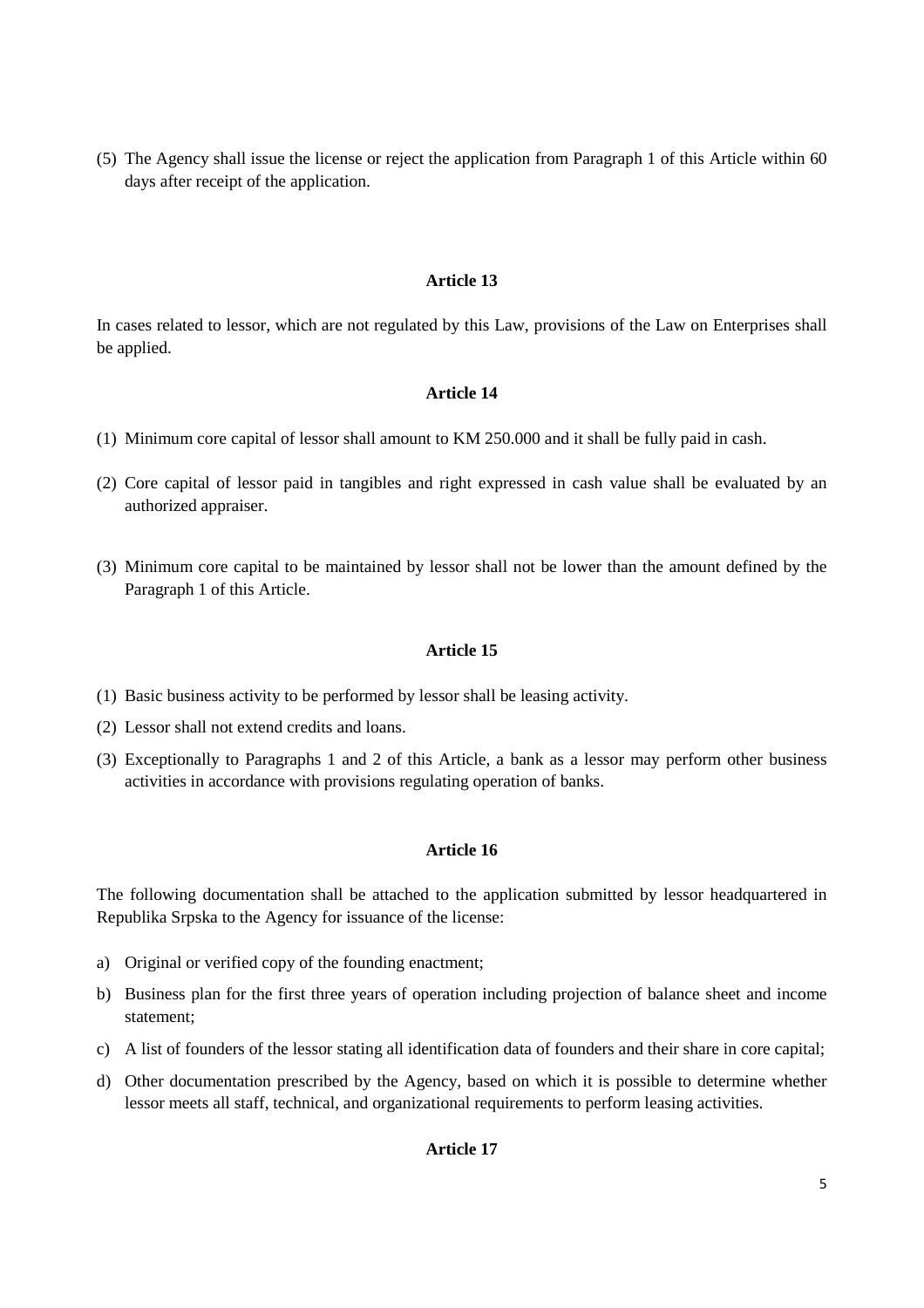(5) The Agency shall issue the license or reject the application from Paragraph 1 of this Article within 60 days after receipt of the application.

### Article 13

In cases related to lessor, which are not regulated by this Law, provisions of the Law on Enterprises shall be applied.

### Article 14

(1) Minimum core capital of lessor shall amount to KM 250.000 and it shall be fully paid in cash.

(2) Core capital of lessor paid in tangibles and right expressed in cash value shall be evaluated by an authorized appraiser.

(3) Minimum core capital to be maintained by lessor shall not be lower than the amount defined by the Paragraph 1 of this Article.

### Article 15

(1) Basic business activity to be performed by lessor shall be leasing activity.

(2) Lessor shall not extend credits and loans.

(3) Exceptionally to Paragraphs 1 and 2 of this Article, a bank as a lessor may perform other business activities in accordance with provisions regulating operation of banks.

### Article 16

The following documentation shall be attached to the application submitted by lessor headquartered in Republika Srpska to the Agency for issuance of the license:

a) Original or verified copy of the founding enactment;

b) Business plan for the first three years of operation including projection of balance sheet and income statement;

c) A list of founders of the lessor stating all identification data of founders and their share in core capital;

d) Other documentation prescribed by the Agency, based on which it is possible to determine whether lessor meets all staff, technical, and organizational requirements to perform leasing activities.

### Article 17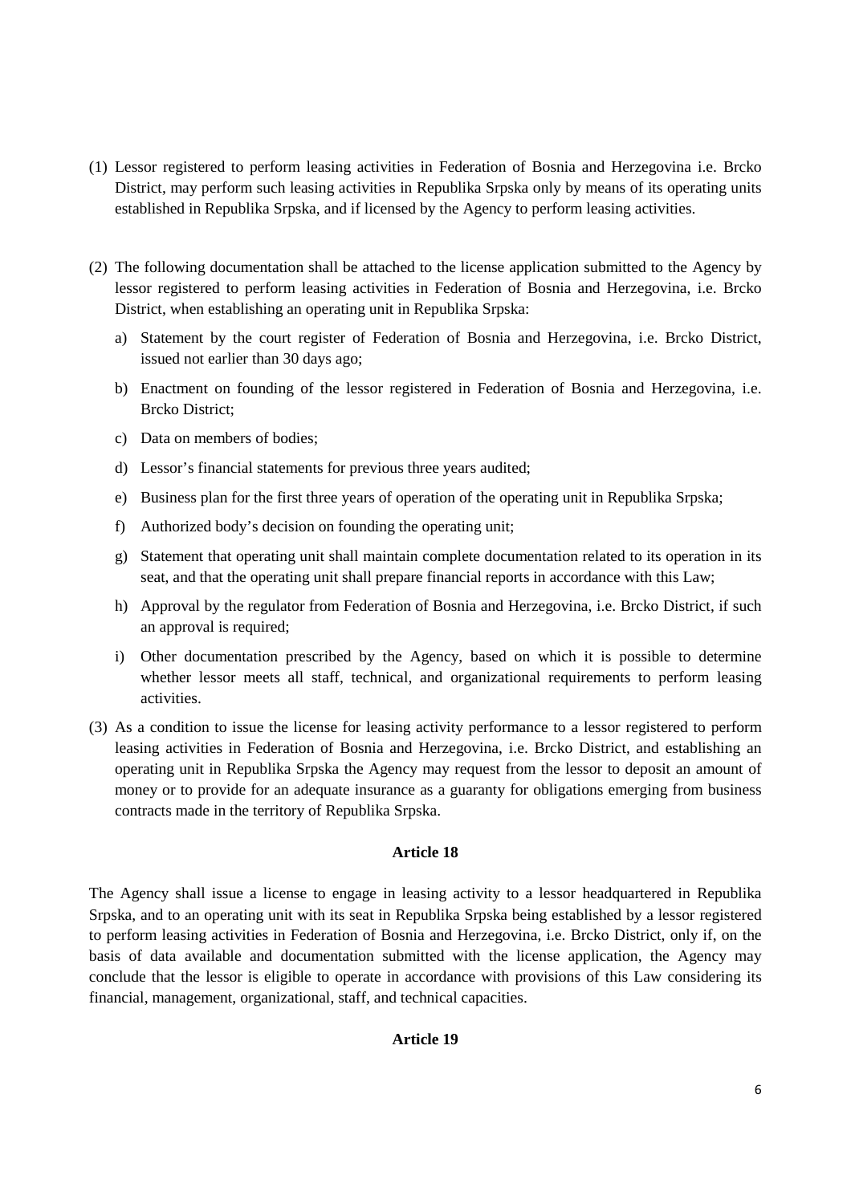(1) Lessor registered to perform leasing activities in Federation of Bosnia and Herzegovina i.e. Brcko District, may perform such leasing activities in Republika Srpska only by means of its operating units established in Republika Srpska, and if licensed by the Agency to perform leasing activities.

(2) The following documentation shall be attached to the license application submitted to the Agency by lessor registered to perform leasing activities in Federation of Bosnia and Herzegovina, i.e. Brcko District, when establishing an operating unit in Republika Srpska:

   a) Statement by the court register of Federation of Bosnia and Herzegovina, i.e. Brcko District, issued not earlier than 30 days ago;

   b) Enactment on founding of the lessor registered in Federation of Bosnia and Herzegovina, i.e. Brcko District;

   c) Data on members of bodies;

   d) Lessor's financial statements for previous three years audited;

   e) Business plan for the first three years of operation of the operating unit in Republika Srpska;

   f) Authorized body's decision on founding the operating unit;

   g) Statement that operating unit shall maintain complete documentation related to its operation in its seat, and that the operating unit shall prepare financial reports in accordance with this Law;

   h) Approval by the regulator from Federation of Bosnia and Herzegovina, i.e. Brcko District, if such an approval is required;

   i) Other documentation prescribed by the Agency, based on which it is possible to determine whether lessor meets all staff, technical, and organizational requirements to perform leasing activities.

(3) As a condition to issue the license for leasing activity performance to a lessor registered to perform leasing activities in Federation of Bosnia and Herzegovina, i.e. Brcko District, and establishing an operating unit in Republika Srpska the Agency may request from the lessor to deposit an amount of money or to provide for an adequate insurance as a guaranty for obligations emerging from business contracts made in the territory of Republika Srpska.

**Article 18**

The Agency shall issue a license to engage in leasing activity to a lessor headquartered in Republika Srpska, and to an operating unit with its seat in Republika Srpska being established by a lessor registered to perform leasing activities in Federation of Bosnia and Herzegovina, i.e. Brcko District, only if, on the basis of data available and documentation submitted with the license application, the Agency may conclude that the lessor is eligible to operate in accordance with provisions of this Law considering its financial, management, organizational, staff, and technical capacities.

**Article 19**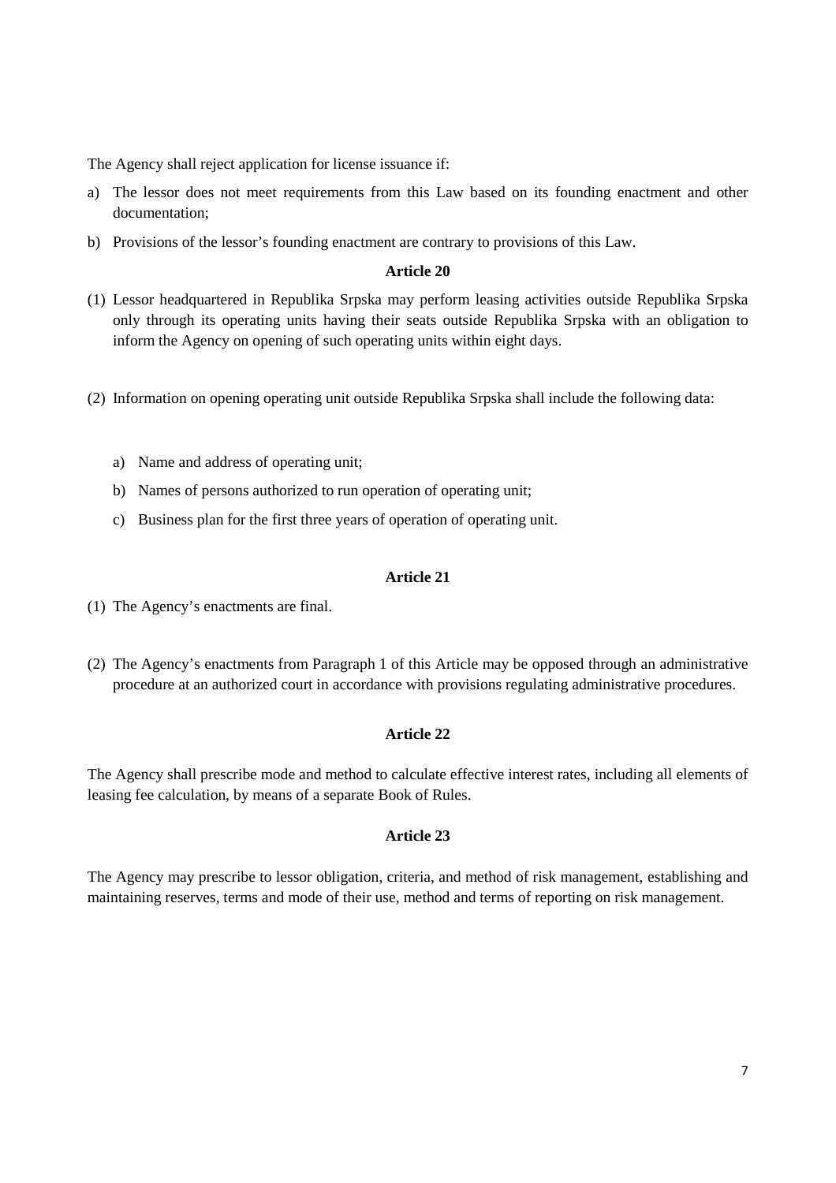The Agency shall reject application for license issuance if:

a) The lessor does not meet requirements from this Law based on its founding enactment and other documentation;
b) Provisions of the lessor's founding enactment are contrary to provisions of this Law.

**Article 20**

(1) Lessor headquartered in Republika Srpska may perform leasing activities outside Republika Srpska only through its operating units having their seats outside Republika Srpska with an obligation to inform the Agency on opening of such operating units within eight days.

(2) Information on opening operating unit outside Republika Srpska shall include the following data:

   a) Name and address of operating unit;
   b) Names of persons authorized to run operation of operating unit;
   c) Business plan for the first three years of operation of operating unit.

**Article 21**

(1) The Agency's enactments are final.

(2) The Agency's enactments from Paragraph 1 of this Article may be opposed through an administrative procedure at an authorized court in accordance with provisions regulating administrative procedures.

**Article 22**

The Agency shall prescribe mode and method to calculate effective interest rates, including all elements of leasing fee calculation, by means of a separate Book of Rules.

**Article 23**

The Agency may prescribe to lessor obligation, criteria, and method of risk management, establishing and maintaining reserves, terms and mode of their use, method and terms of reporting on risk management.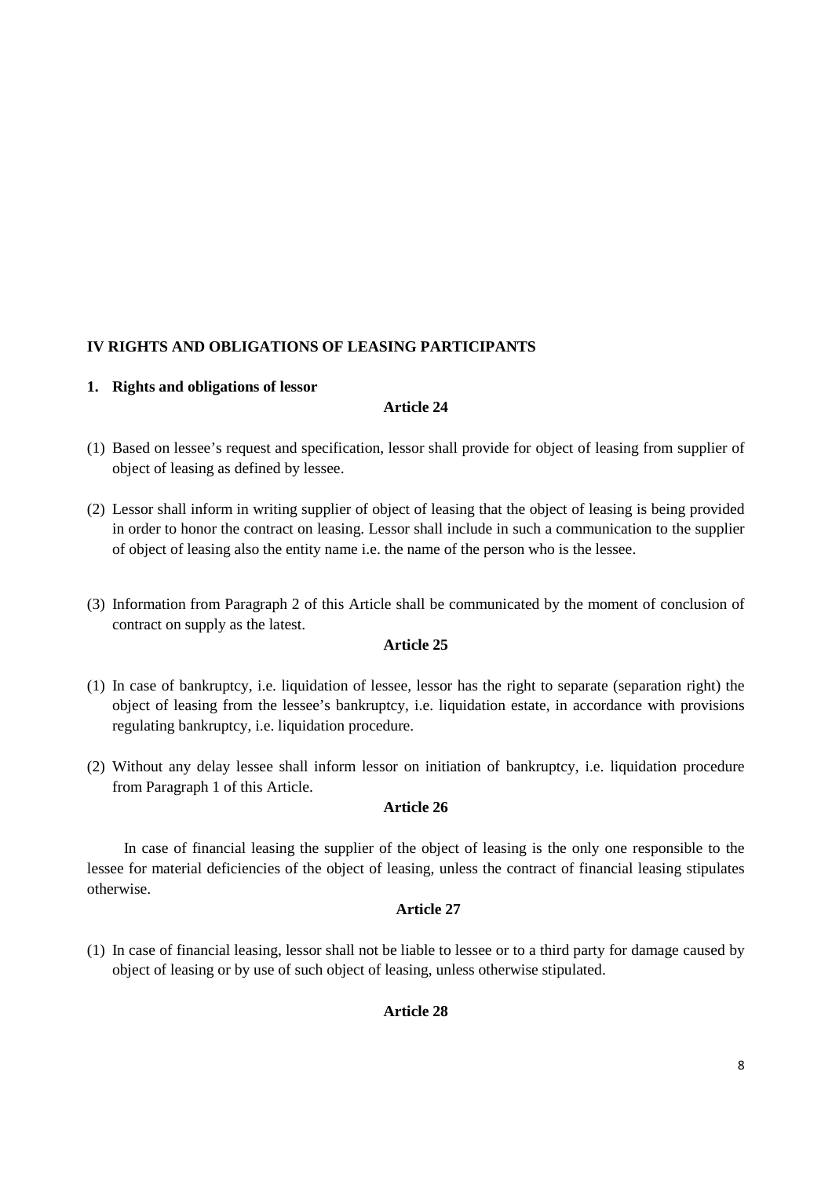## IV RIGHTS AND OBLIGATIONS OF LEASING PARTICIPANTS

### 1. Rights and obligations of lessor

**Article 24**

(1) Based on lessee's request and specification, lessor shall provide for object of leasing from supplier of object of leasing as defined by lessee.

(2) Lessor shall inform in writing supplier of object of leasing that the object of leasing is being provided in order to honor the contract on leasing. Lessor shall include in such a communication to the supplier of object of leasing also the entity name i.e. the name of the person who is the lessee.

(3) Information from Paragraph 2 of this Article shall be communicated by the moment of conclusion of contract on supply as the latest.

**Article 25**

(1) In case of bankruptcy, i.e. liquidation of lessee, lessor has the right to separate (separation right) the object of leasing from the lessee's bankruptcy, i.e. liquidation estate, in accordance with provisions regulating bankruptcy, i.e. liquidation procedure.

(2) Without any delay lessee shall inform lessor on initiation of bankruptcy, i.e. liquidation procedure from Paragraph 1 of this Article.

**Article 26**

In case of financial leasing the supplier of the object of leasing is the only one responsible to the lessee for material deficiencies of the object of leasing, unless the contract of financial leasing stipulates otherwise.

**Article 27**

(1) In case of financial leasing, lessor shall not be liable to lessee or to a third party for damage caused by object of leasing or by use of such object of leasing, unless otherwise stipulated.

**Article 28**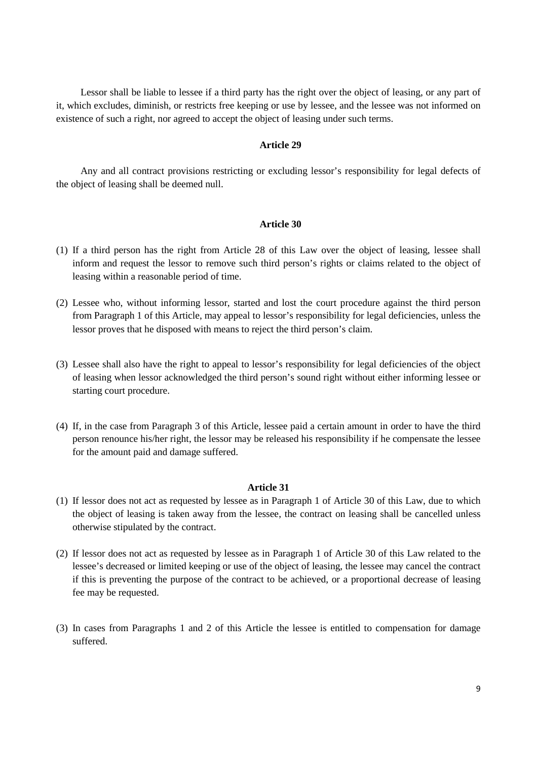Lessor shall be liable to lessee if a third party has the right over the object of leasing, or any part of it, which excludes, diminish, or restricts free keeping or use by lessee, and the lessee was not informed on existence of such a right, nor agreed to accept the object of leasing under such terms.

**Article 29**

Any and all contract provisions restricting or excluding lessor's responsibility for legal defects of the object of leasing shall be deemed null.

**Article 30**

(1) If a third person has the right from Article 28 of this Law over the object of leasing, lessee shall inform and request the lessor to remove such third person's rights or claims related to the object of leasing within a reasonable period of time.

(2) Lessee who, without informing lessor, started and lost the court procedure against the third person from Paragraph 1 of this Article, may appeal to lessor's responsibility for legal deficiencies, unless the lessor proves that he disposed with means to reject the third person's claim.

(3) Lessee shall also have the right to appeal to lessor's responsibility for legal deficiencies of the object of leasing when lessor acknowledged the third person's sound right without either informing lessee or starting court procedure.

(4) If, in the case from Paragraph 3 of this Article, lessee paid a certain amount in order to have the third person renounce his/her right, the lessor may be released his responsibility if he compensate the lessee for the amount paid and damage suffered.

**Article 31**

(1) If lessor does not act as requested by lessee as in Paragraph 1 of Article 30 of this Law, due to which the object of leasing is taken away from the lessee, the contract on leasing shall be cancelled unless otherwise stipulated by the contract.

(2) If lessor does not act as requested by lessee as in Paragraph 1 of Article 30 of this Law related to the lessee's decreased or limited keeping or use of the object of leasing, the lessee may cancel the contract if this is preventing the purpose of the contract to be achieved, or a proportional decrease of leasing fee may be requested.

(3) In cases from Paragraphs 1 and 2 of this Article the lessee is entitled to compensation for damage suffered.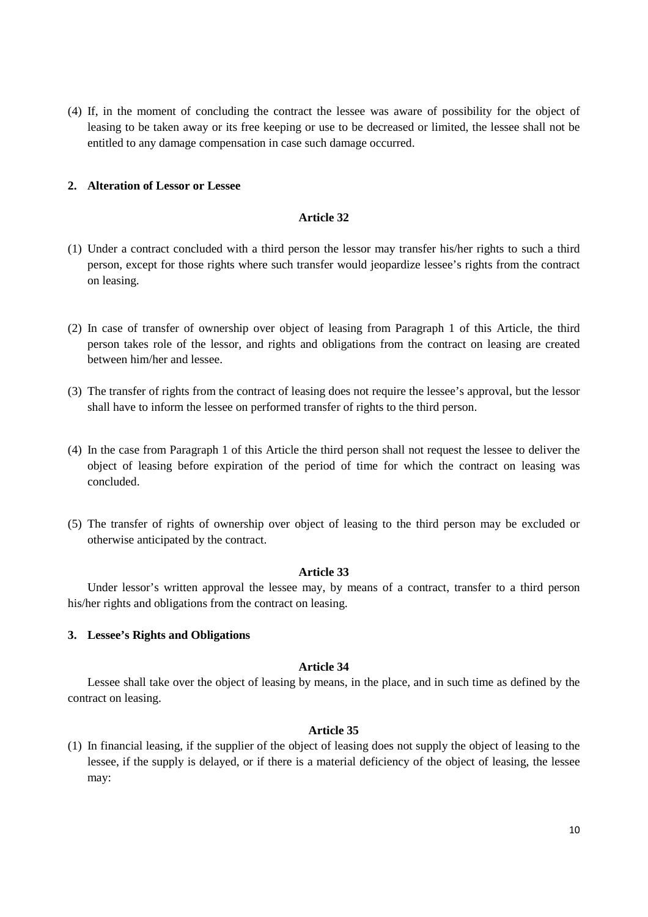(4) If, in the moment of concluding the contract the lessee was aware of possibility for the object of leasing to be taken away or its free keeping or use to be decreased or limited, the lessee shall not be entitled to any damage compensation in case such damage occurred.

### 2. Alteration of Lessor or Lessee

#### Article 32

(1) Under a contract concluded with a third person the lessor may transfer his/her rights to such a third person, except for those rights where such transfer would jeopardize lessee's rights from the contract on leasing.

(2) In case of transfer of ownership over object of leasing from Paragraph 1 of this Article, the third person takes role of the lessor, and rights and obligations from the contract on leasing are created between him/her and lessee.

(3) The transfer of rights from the contract of leasing does not require the lessee's approval, but the lessor shall have to inform the lessee on performed transfer of rights to the third person.

(4) In the case from Paragraph 1 of this Article the third person shall not request the lessee to deliver the object of leasing before expiration of the period of time for which the contract on leasing was concluded.

(5) The transfer of rights of ownership over object of leasing to the third person may be excluded or otherwise anticipated by the contract.

#### Article 33

Under lessor's written approval the lessee may, by means of a contract, transfer to a third person his/her rights and obligations from the contract on leasing.

### 3. Lessee's Rights and Obligations

#### Article 34

Lessee shall take over the object of leasing by means, in the place, and in such time as defined by the contract on leasing.

#### Article 35

(1) In financial leasing, if the supplier of the object of leasing does not supply the object of leasing to the lessee, if the supply is delayed, or if there is a material deficiency of the object of leasing, the lessee may: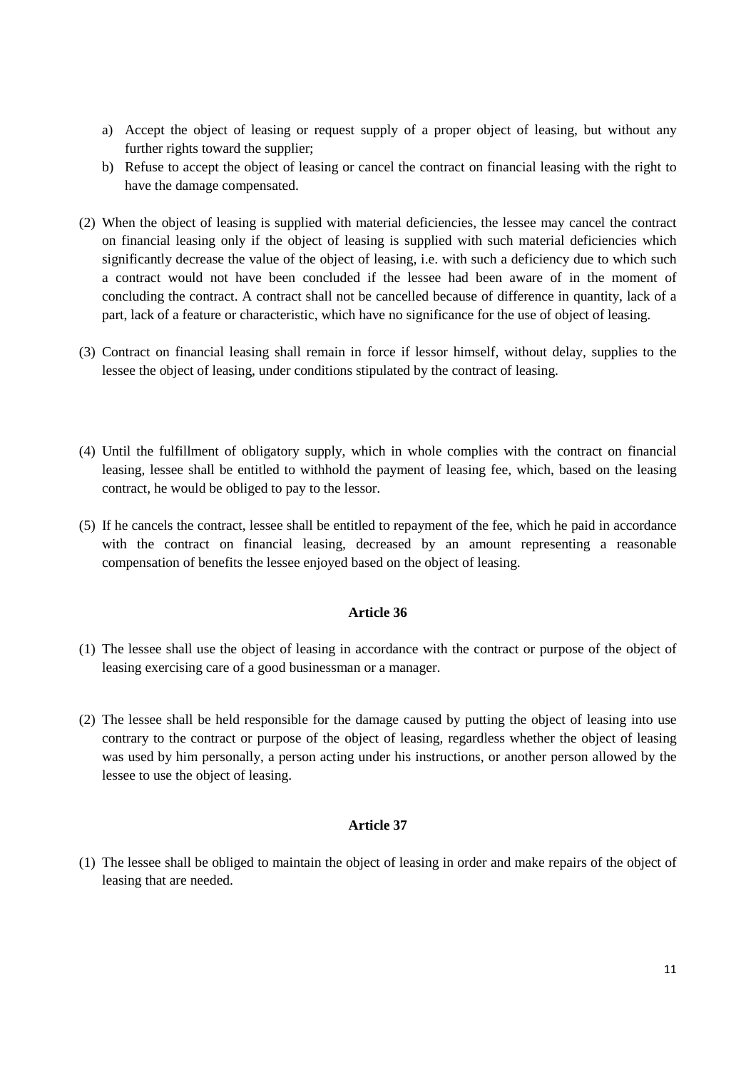a) Accept the object of leasing or request supply of a proper object of leasing, but without any further rights toward the supplier;
b) Refuse to accept the object of leasing or cancel the contract on financial leasing with the right to have the damage compensated.

(2) When the object of leasing is supplied with material deficiencies, the lessee may cancel the contract on financial leasing only if the object of leasing is supplied with such material deficiencies which significantly decrease the value of the object of leasing, i.e. with such a deficiency due to which such a contract would not have been concluded if the lessee had been aware of in the moment of concluding the contract. A contract shall not be cancelled because of difference in quantity, lack of a part, lack of a feature or characteristic, which have no significance for the use of object of leasing.

(3) Contract on financial leasing shall remain in force if lessor himself, without delay, supplies to the lessee the object of leasing, under conditions stipulated by the contract of leasing.

(4) Until the fulfillment of obligatory supply, which in whole complies with the contract on financial leasing, lessee shall be entitled to withhold the payment of leasing fee, which, based on the leasing contract, he would be obliged to pay to the lessor.

(5) If he cancels the contract, lessee shall be entitled to repayment of the fee, which he paid in accordance with the contract on financial leasing, decreased by an amount representing a reasonable compensation of benefits the lessee enjoyed based on the object of leasing.

#### Article 36

(1) The lessee shall use the object of leasing in accordance with the contract or purpose of the object of leasing exercising care of a good businessman or a manager.

(2) The lessee shall be held responsible for the damage caused by putting the object of leasing into use contrary to the contract or purpose of the object of leasing, regardless whether the object of leasing was used by him personally, a person acting under his instructions, or another person allowed by the lessee to use the object of leasing.

#### Article 37

(1) The lessee shall be obliged to maintain the object of leasing in order and make repairs of the object of leasing that are needed.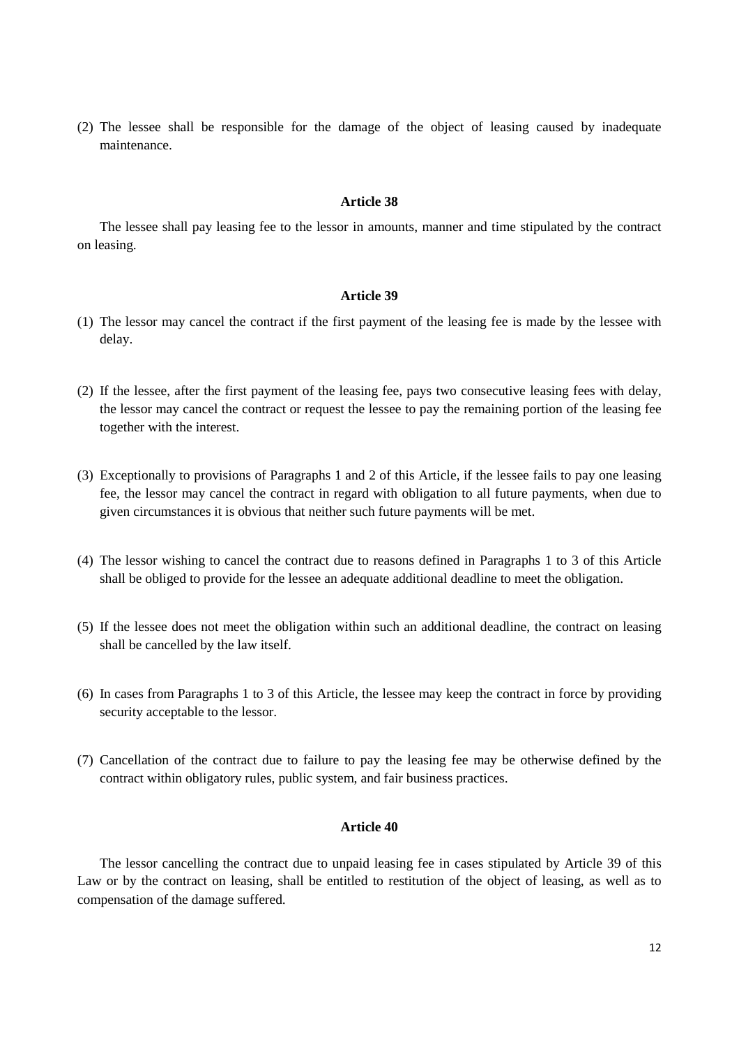(2) The lessee shall be responsible for the damage of the object of leasing caused by inadequate maintenance.

**Article 38**

The lessee shall pay leasing fee to the lessor in amounts, manner and time stipulated by the contract on leasing.

**Article 39**

(1) The lessor may cancel the contract if the first payment of the leasing fee is made by the lessee with delay.

(2) If the lessee, after the first payment of the leasing fee, pays two consecutive leasing fees with delay, the lessor may cancel the contract or request the lessee to pay the remaining portion of the leasing fee together with the interest.

(3) Exceptionally to provisions of Paragraphs 1 and 2 of this Article, if the lessee fails to pay one leasing fee, the lessor may cancel the contract in regard with obligation to all future payments, when due to given circumstances it is obvious that neither such future payments will be met.

(4) The lessor wishing to cancel the contract due to reasons defined in Paragraphs 1 to 3 of this Article shall be obliged to provide for the lessee an adequate additional deadline to meet the obligation.

(5) If the lessee does not meet the obligation within such an additional deadline, the contract on leasing shall be cancelled by the law itself.

(6) In cases from Paragraphs 1 to 3 of this Article, the lessee may keep the contract in force by providing security acceptable to the lessor.

(7) Cancellation of the contract due to failure to pay the leasing fee may be otherwise defined by the contract within obligatory rules, public system, and fair business practices.

**Article 40**

The lessor cancelling the contract due to unpaid leasing fee in cases stipulated by Article 39 of this Law or by the contract on leasing, shall be entitled to restitution of the object of leasing, as well as to compensation of the damage suffered.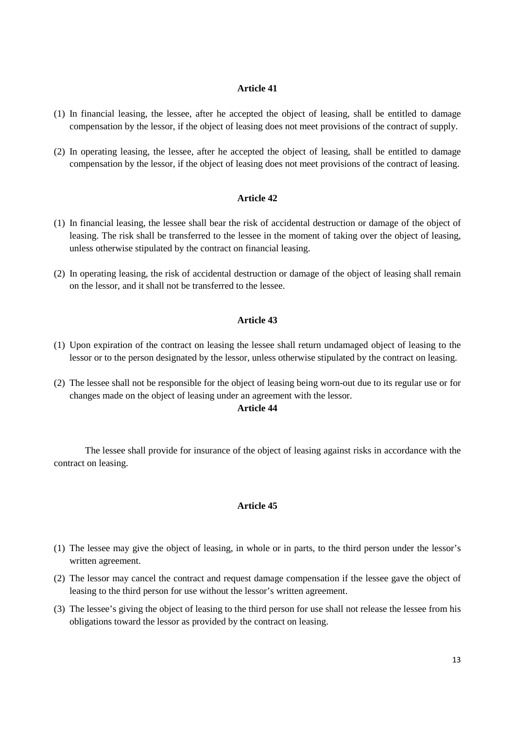### Article 41

(1) In financial leasing, the lessee, after he accepted the object of leasing, shall be entitled to damage compensation by the lessor, if the object of leasing does not meet provisions of the contract of supply.

(2) In operating leasing, the lessee, after he accepted the object of leasing, shall be entitled to damage compensation by the lessor, if the object of leasing does not meet provisions of the contract of leasing.

### Article 42

(1) In financial leasing, the lessee shall bear the risk of accidental destruction or damage of the object of leasing. The risk shall be transferred to the lessee in the moment of taking over the object of leasing, unless otherwise stipulated by the contract on financial leasing.

(2) In operating leasing, the risk of accidental destruction or damage of the object of leasing shall remain on the lessor, and it shall not be transferred to the lessee.

### Article 43

(1) Upon expiration of the contract on leasing the lessee shall return undamaged object of leasing to the lessor or to the person designated by the lessor, unless otherwise stipulated by the contract on leasing.

(2) The lessee shall not be responsible for the object of leasing being worn-out due to its regular use or for changes made on the object of leasing under an agreement with the lessor.

### Article 44

The lessee shall provide for insurance of the object of leasing against risks in accordance with the contract on leasing.

### Article 45

(1) The lessee may give the object of leasing, in whole or in parts, to the third person under the lessor's written agreement.

(2) The lessor may cancel the contract and request damage compensation if the lessee gave the object of leasing to the third person for use without the lessor's written agreement.

(3) The lessee's giving the object of leasing to the third person for use shall not release the lessee from his obligations toward the lessor as provided by the contract on leasing.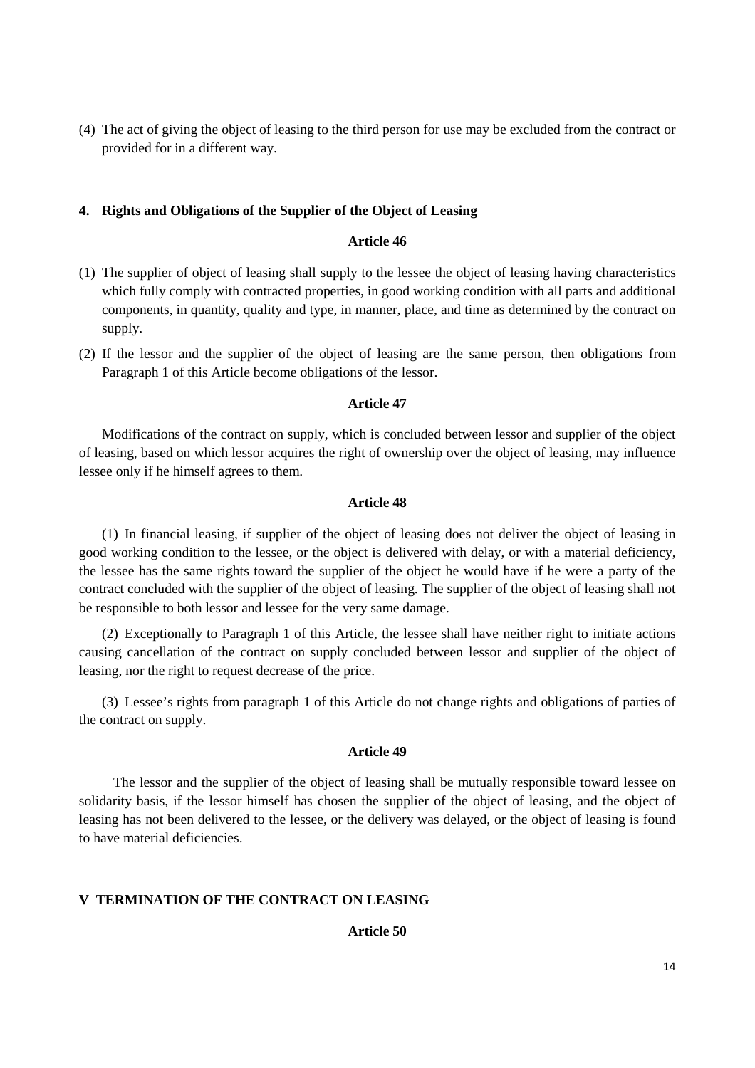(4) The act of giving the object of leasing to the third person for use may be excluded from the contract or provided for in a different way.

### 4. Rights and Obligations of the Supplier of the Object of Leasing

**Article 46**

(1) The supplier of object of leasing shall supply to the lessee the object of leasing having characteristics which fully comply with contracted properties, in good working condition with all parts and additional components, in quantity, quality and type, in manner, place, and time as determined by the contract on supply.

(2) If the lessor and the supplier of the object of leasing are the same person, then obligations from Paragraph 1 of this Article become obligations of the lessor.

**Article 47**

Modifications of the contract on supply, which is concluded between lessor and supplier of the object of leasing, based on which lessor acquires the right of ownership over the object of leasing, may influence lessee only if he himself agrees to them.

**Article 48**

(1) In financial leasing, if supplier of the object of leasing does not deliver the object of leasing in good working condition to the lessee, or the object is delivered with delay, or with a material deficiency, the lessee has the same rights toward the supplier of the object he would have if he were a party of the contract concluded with the supplier of the object of leasing. The supplier of the object of leasing shall not be responsible to both lessor and lessee for the very same damage.

(2) Exceptionally to Paragraph 1 of this Article, the lessee shall have neither right to initiate actions causing cancellation of the contract on supply concluded between lessor and supplier of the object of leasing, nor the right to request decrease of the price.

(3) Lessee's rights from paragraph 1 of this Article do not change rights and obligations of parties of the contract on supply.

**Article 49**

The lessor and the supplier of the object of leasing shall be mutually responsible toward lessee on solidarity basis, if the lessor himself has chosen the supplier of the object of leasing, and the object of leasing has not been delivered to the lessee, or the delivery was delayed, or the object of leasing is found to have material deficiencies.

## V TERMINATION OF THE CONTRACT ON LEASING

**Article 50**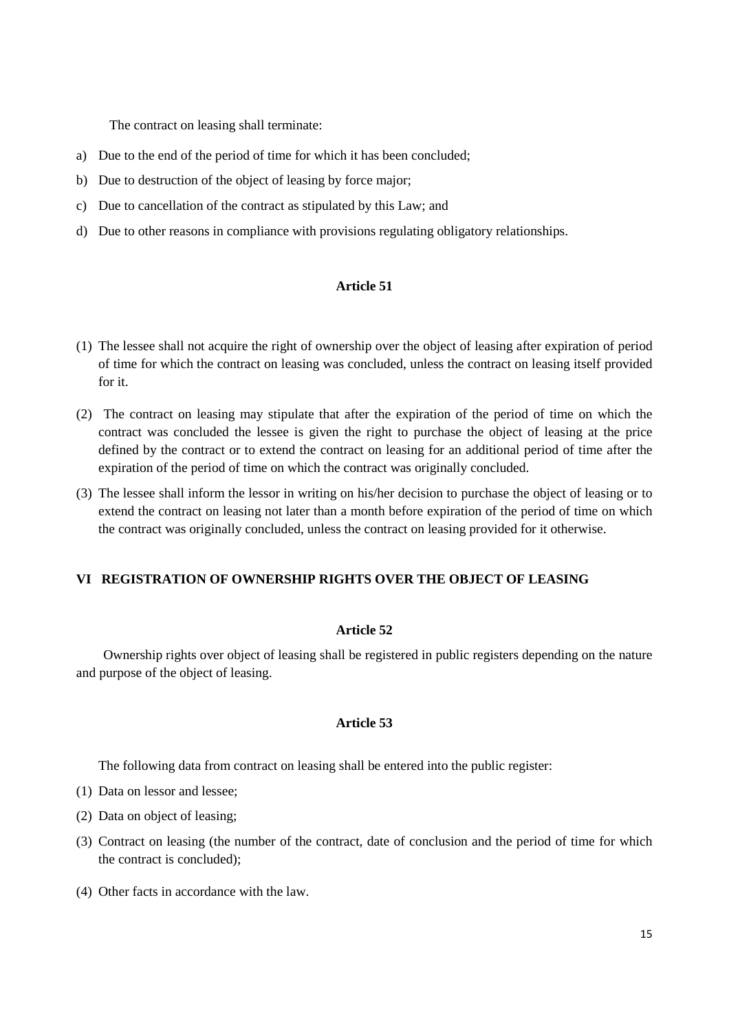The contract on leasing shall terminate:

a) Due to the end of the period of time for which it has been concluded;

b) Due to destruction of the object of leasing by force major;

c) Due to cancellation of the contract as stipulated by this Law; and

d) Due to other reasons in compliance with provisions regulating obligatory relationships.

#### Article 51

(1) The lessee shall not acquire the right of ownership over the object of leasing after expiration of period of time for which the contract on leasing was concluded, unless the contract on leasing itself provided for it.

(2) The contract on leasing may stipulate that after the expiration of the period of time on which the contract was concluded the lessee is given the right to purchase the object of leasing at the price defined by the contract or to extend the contract on leasing for an additional period of time after the expiration of the period of time on which the contract was originally concluded.

(3) The lessee shall inform the lessor in writing on his/her decision to purchase the object of leasing or to extend the contract on leasing not later than a month before expiration of the period of time on which the contract was originally concluded, unless the contract on leasing provided for it otherwise.

### VI REGISTRATION OF OWNERSHIP RIGHTS OVER THE OBJECT OF LEASING

#### Article 52

Ownership rights over object of leasing shall be registered in public registers depending on the nature and purpose of the object of leasing.

#### Article 53

The following data from contract on leasing shall be entered into the public register:

(1) Data on lessor and lessee;

(2) Data on object of leasing;

(3) Contract on leasing (the number of the contract, date of conclusion and the period of time for which the contract is concluded);

(4) Other facts in accordance with the law.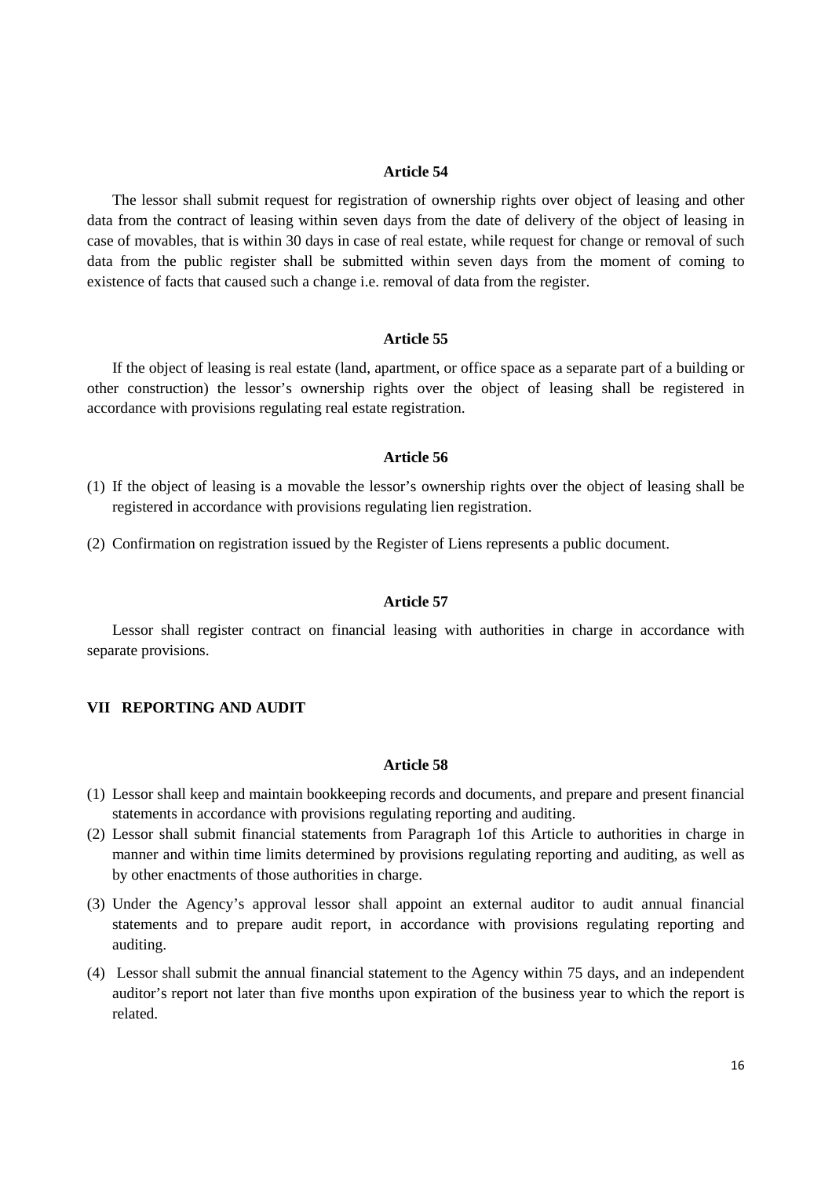### Article 54

The lessor shall submit request for registration of ownership rights over object of leasing and other data from the contract of leasing within seven days from the date of delivery of the object of leasing in case of movables, that is within 30 days in case of real estate, while request for change or removal of such data from the public register shall be submitted within seven days from the moment of coming to existence of facts that caused such a change i.e. removal of data from the register.

### Article 55

If the object of leasing is real estate (land, apartment, or office space as a separate part of a building or other construction) the lessor's ownership rights over the object of leasing shall be registered in accordance with provisions regulating real estate registration.

### Article 56

(1) If the object of leasing is a movable the lessor's ownership rights over the object of leasing shall be registered in accordance with provisions regulating lien registration.

(2) Confirmation on registration issued by the Register of Liens represents a public document.

### Article 57

Lessor shall register contract on financial leasing with authorities in charge in accordance with separate provisions.

## VII REPORTING AND AUDIT

### Article 58

(1) Lessor shall keep and maintain bookkeeping records and documents, and prepare and present financial statements in accordance with provisions regulating reporting and auditing.

(2) Lessor shall submit financial statements from Paragraph 1of this Article to authorities in charge in manner and within time limits determined by provisions regulating reporting and auditing, as well as by other enactments of those authorities in charge.

(3) Under the Agency's approval lessor shall appoint an external auditor to audit annual financial statements and to prepare audit report, in accordance with provisions regulating reporting and auditing.

(4) Lessor shall submit the annual financial statement to the Agency within 75 days, and an independent auditor's report not later than five months upon expiration of the business year to which the report is related.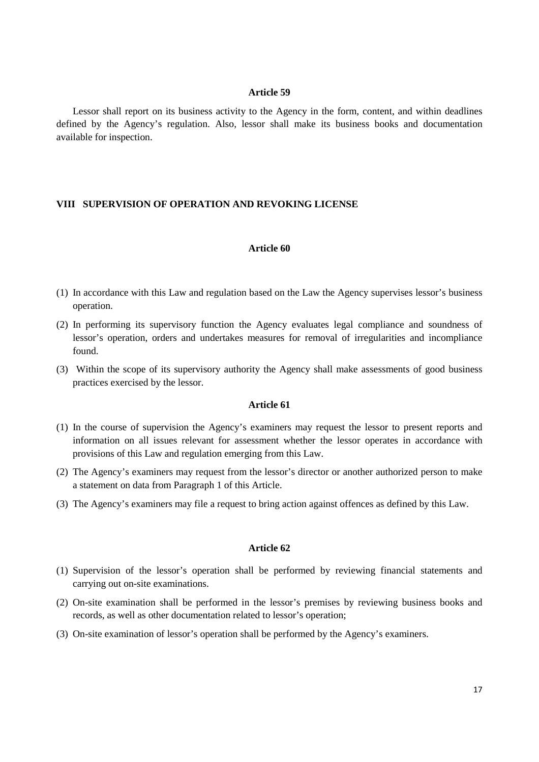### Article 59

Lessor shall report on its business activity to the Agency in the form, content, and within deadlines defined by the Agency's regulation. Also, lessor shall make its business books and documentation available for inspection.

## VIII SUPERVISION OF OPERATION AND REVOKING LICENSE

### Article 60

(1) In accordance with this Law and regulation based on the Law the Agency supervises lessor's business operation.

(2) In performing its supervisory function the Agency evaluates legal compliance and soundness of lessor's operation, orders and undertakes measures for removal of irregularities and incompliance found.

(3) Within the scope of its supervisory authority the Agency shall make assessments of good business practices exercised by the lessor.

### Article 61

(1) In the course of supervision the Agency's examiners may request the lessor to present reports and information on all issues relevant for assessment whether the lessor operates in accordance with provisions of this Law and regulation emerging from this Law.

(2) The Agency's examiners may request from the lessor's director or another authorized person to make a statement on data from Paragraph 1 of this Article.

(3) The Agency's examiners may file a request to bring action against offences as defined by this Law.

### Article 62

(1) Supervision of the lessor's operation shall be performed by reviewing financial statements and carrying out on-site examinations.

(2) On-site examination shall be performed in the lessor's premises by reviewing business books and records, as well as other documentation related to lessor's operation;

(3) On-site examination of lessor's operation shall be performed by the Agency's examiners.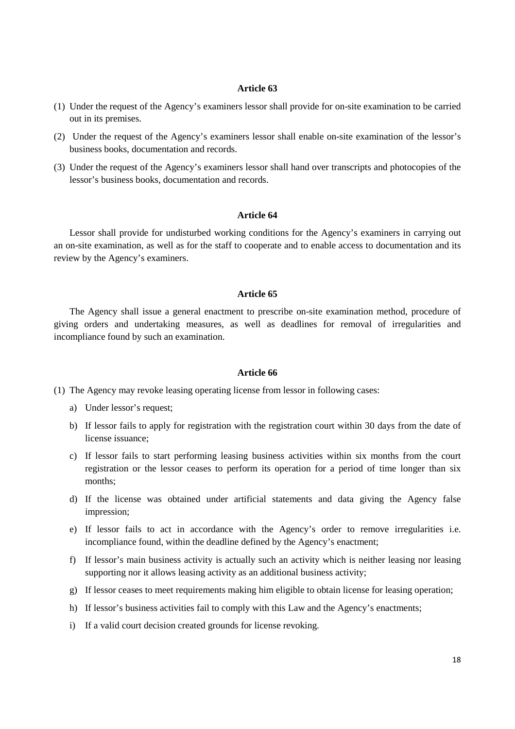### Article 63

(1) Under the request of the Agency's examiners lessor shall provide for on-site examination to be carried out in its premises.

(2) Under the request of the Agency's examiners lessor shall enable on-site examination of the lessor's business books, documentation and records.

(3) Under the request of the Agency's examiners lessor shall hand over transcripts and photocopies of the lessor's business books, documentation and records.

### Article 64

Lessor shall provide for undisturbed working conditions for the Agency's examiners in carrying out an on-site examination, as well as for the staff to cooperate and to enable access to documentation and its review by the Agency's examiners.

### Article 65

The Agency shall issue a general enactment to prescribe on-site examination method, procedure of giving orders and undertaking measures, as well as deadlines for removal of irregularities and incompliance found by such an examination.

### Article 66

(1) The Agency may revoke leasing operating license from lessor in following cases:

a) Under lessor's request;

b) If lessor fails to apply for registration with the registration court within 30 days from the date of license issuance;

c) If lessor fails to start performing leasing business activities within six months from the court registration or the lessor ceases to perform its operation for a period of time longer than six months;

d) If the license was obtained under artificial statements and data giving the Agency false impression;

e) If lessor fails to act in accordance with the Agency's order to remove irregularities i.e. incompliance found, within the deadline defined by the Agency's enactment;

f) If lessor's main business activity is actually such an activity which is neither leasing nor leasing supporting nor it allows leasing activity as an additional business activity;

g) If lessor ceases to meet requirements making him eligible to obtain license for leasing operation;

h) If lessor's business activities fail to comply with this Law and the Agency's enactments;

i) If a valid court decision created grounds for license revoking.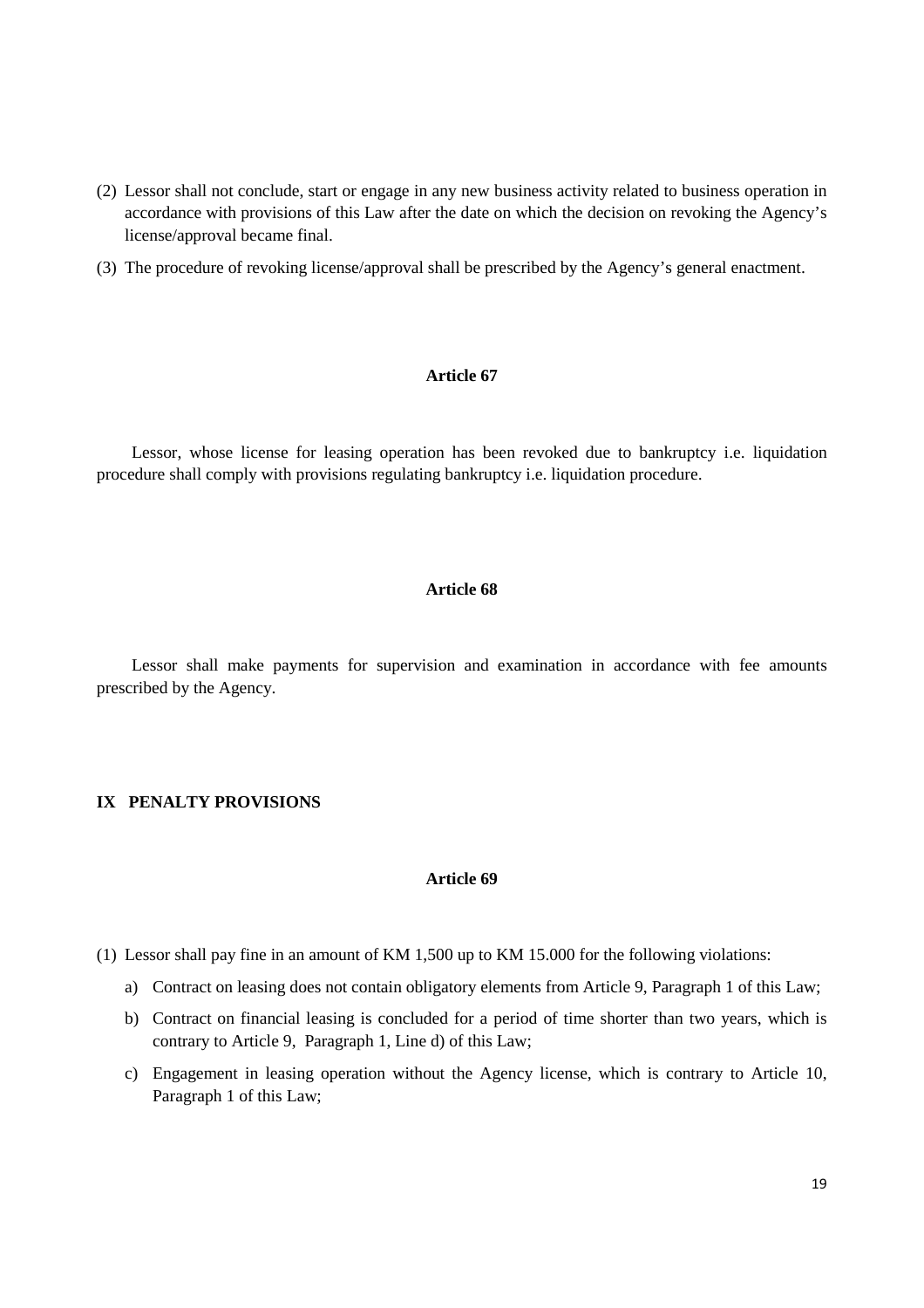(2) Lessor shall not conclude, start or engage in any new business activity related to business operation in accordance with provisions of this Law after the date on which the decision on revoking the Agency's license/approval became final.

(3) The procedure of revoking license/approval shall be prescribed by the Agency's general enactment.

**Article 67**

Lessor, whose license for leasing operation has been revoked due to bankruptcy i.e. liquidation procedure shall comply with provisions regulating bankruptcy i.e. liquidation procedure.

**Article 68**

Lessor shall make payments for supervision and examination in accordance with fee amounts prescribed by the Agency.

## IX PENALTY PROVISIONS

**Article 69**

(1) Lessor shall pay fine in an amount of KM 1,500 up to KM 15.000 for the following violations:

a) Contract on leasing does not contain obligatory elements from Article 9, Paragraph 1 of this Law;

b) Contract on financial leasing is concluded for a period of time shorter than two years, which is contrary to Article 9, Paragraph 1, Line d) of this Law;

c) Engagement in leasing operation without the Agency license, which is contrary to Article 10, Paragraph 1 of this Law;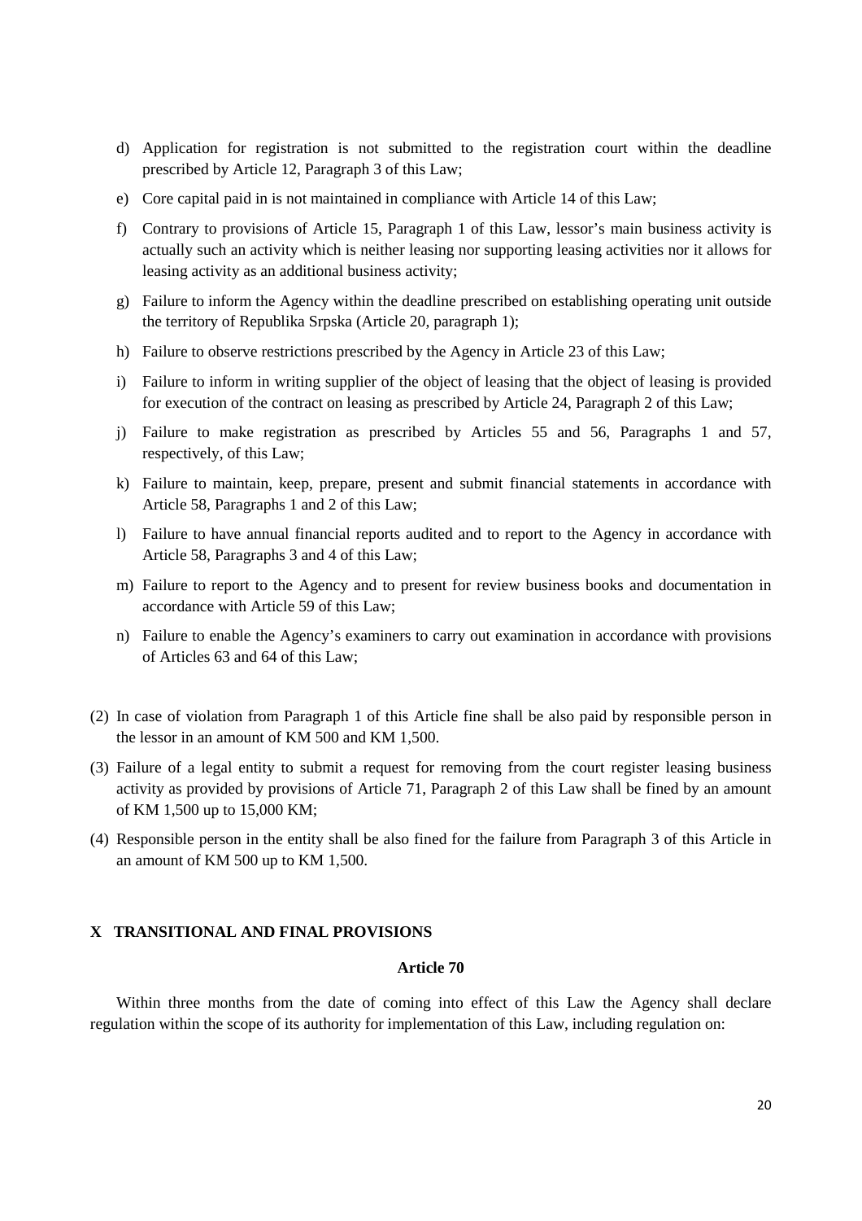d) Application for registration is not submitted to the registration court within the deadline prescribed by Article 12, Paragraph 3 of this Law;

e) Core capital paid in is not maintained in compliance with Article 14 of this Law;

f) Contrary to provisions of Article 15, Paragraph 1 of this Law, lessor's main business activity is actually such an activity which is neither leasing nor supporting leasing activities nor it allows for leasing activity as an additional business activity;

g) Failure to inform the Agency within the deadline prescribed on establishing operating unit outside the territory of Republika Srpska (Article 20, paragraph 1);

h) Failure to observe restrictions prescribed by the Agency in Article 23 of this Law;

i) Failure to inform in writing supplier of the object of leasing that the object of leasing is provided for execution of the contract on leasing as prescribed by Article 24, Paragraph 2 of this Law;

j) Failure to make registration as prescribed by Articles 55 and 56, Paragraphs 1 and 57, respectively, of this Law;

k) Failure to maintain, keep, prepare, present and submit financial statements in accordance with Article 58, Paragraphs 1 and 2 of this Law;

l) Failure to have annual financial reports audited and to report to the Agency in accordance with Article 58, Paragraphs 3 and 4 of this Law;

m) Failure to report to the Agency and to present for review business books and documentation in accordance with Article 59 of this Law;

n) Failure to enable the Agency's examiners to carry out examination in accordance with provisions of Articles 63 and 64 of this Law;

(2) In case of violation from Paragraph 1 of this Article fine shall be also paid by responsible person in the lessor in an amount of KM 500 and KM 1,500.

(3) Failure of a legal entity to submit a request for removing from the court register leasing business activity as provided by provisions of Article 71, Paragraph 2 of this Law shall be fined by an amount of KM 1,500 up to 15,000 KM;

(4) Responsible person in the entity shall be also fined for the failure from Paragraph 3 of this Article in an amount of KM 500 up to KM 1,500.

## X TRANSITIONAL AND FINAL PROVISIONS

### Article 70

Within three months from the date of coming into effect of this Law the Agency shall declare regulation within the scope of its authority for implementation of this Law, including regulation on: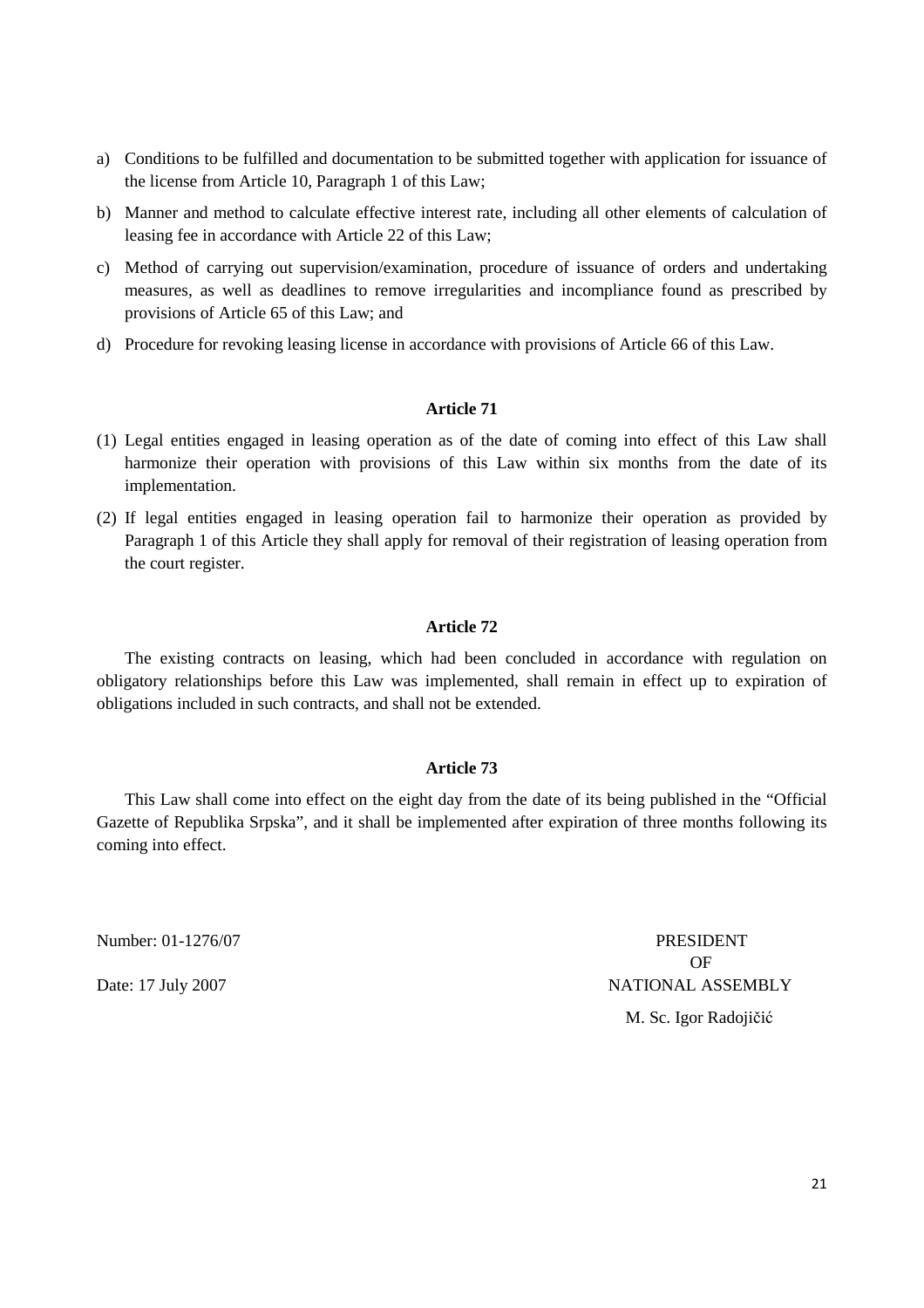a) Conditions to be fulfilled and documentation to be submitted together with application for issuance of the license from Article 10, Paragraph 1 of this Law;

b) Manner and method to calculate effective interest rate, including all other elements of calculation of leasing fee in accordance with Article 22 of this Law;

c) Method of carrying out supervision/examination, procedure of issuance of orders and undertaking measures, as well as deadlines to remove irregularities and incompliance found as prescribed by provisions of Article 65 of this Law; and

d) Procedure for revoking leasing license in accordance with provisions of Article 66 of this Law.

**Article 71**

(1) Legal entities engaged in leasing operation as of the date of coming into effect of this Law shall harmonize their operation with provisions of this Law within six months from the date of its implementation.

(2) If legal entities engaged in leasing operation fail to harmonize their operation as provided by Paragraph 1 of this Article they shall apply for removal of their registration of leasing operation from the court register.

**Article 72**

The existing contracts on leasing, which had been concluded in accordance with regulation on obligatory relationships before this Law was implemented, shall remain in effect up to expiration of obligations included in such contracts, and shall not be extended.

**Article 73**

This Law shall come into effect on the eight day from the date of its being published in the “Official Gazette of Republika Srpska”, and it shall be implemented after expiration of three months following its coming into effect.

Number: 01-1276/07

Date: 17 July 2007

PRESIDENT
OF
NATIONAL ASSEMBLY

M. Sc. Igor Radojičić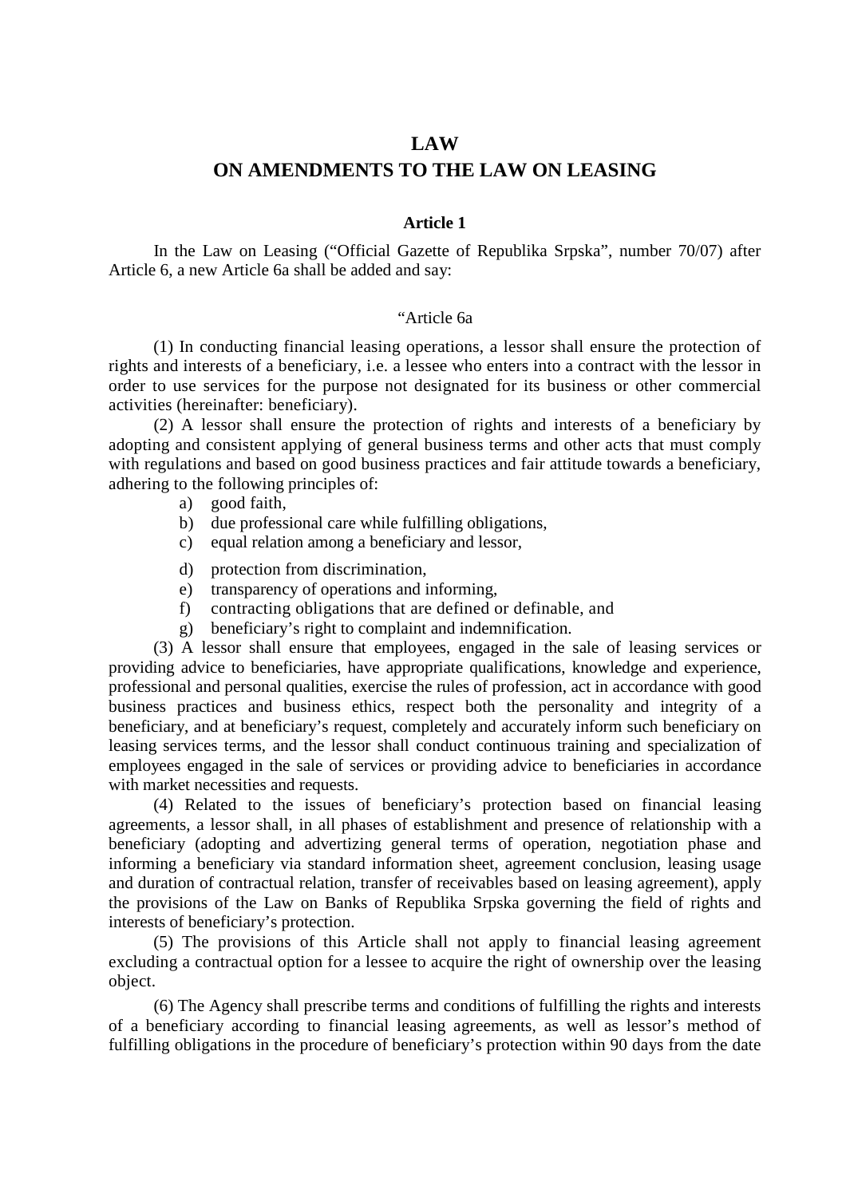# LAW
# ON AMENDMENTS TO THE LAW ON LEASING

### Article 1

In the Law on Leasing ("Official Gazette of Republika Srpska", number 70/07) after Article 6, a new Article 6a shall be added and say:

"Article 6a

(1) In conducting financial leasing operations, a lessor shall ensure the protection of rights and interests of a beneficiary, i.e. a lessee who enters into a contract with the lessor in order to use services for the purpose not designated for its business or other commercial activities (hereinafter: beneficiary).

(2) A lessor shall ensure the protection of rights and interests of a beneficiary by adopting and consistent applying of general business terms and other acts that must comply with regulations and based on good business practices and fair attitude towards a beneficiary, adhering to the following principles of:

a) good faith,
b) due professional care while fulfilling obligations,
c) equal relation among a beneficiary and lessor,
d) protection from discrimination,
e) transparency of operations and informing,
f) contracting obligations that are defined or definable, and
g) beneficiary's right to complaint and indemnification.

(3) A lessor shall ensure that employees, engaged in the sale of leasing services or providing advice to beneficiaries, have appropriate qualifications, knowledge and experience, professional and personal qualities, exercise the rules of profession, act in accordance with good business practices and business ethics, respect both the personality and integrity of a beneficiary, and at beneficiary's request, completely and accurately inform such beneficiary on leasing services terms, and the lessor shall conduct continuous training and specialization of employees engaged in the sale of services or providing advice to beneficiaries in accordance with market necessities and requests.

(4) Related to the issues of beneficiary's protection based on financial leasing agreements, a lessor shall, in all phases of establishment and presence of relationship with a beneficiary (adopting and advertizing general terms of operation, negotiation phase and informing a beneficiary via standard information sheet, agreement conclusion, leasing usage and duration of contractual relation, transfer of receivables based on leasing agreement), apply the provisions of the Law on Banks of Republika Srpska governing the field of rights and interests of beneficiary's protection.

(5) The provisions of this Article shall not apply to financial leasing agreement excluding a contractual option for a lessee to acquire the right of ownership over the leasing object.

(6) The Agency shall prescribe terms and conditions of fulfilling the rights and interests of a beneficiary according to financial leasing agreements, as well as lessor's method of fulfilling obligations in the procedure of beneficiary's protection within 90 days from the date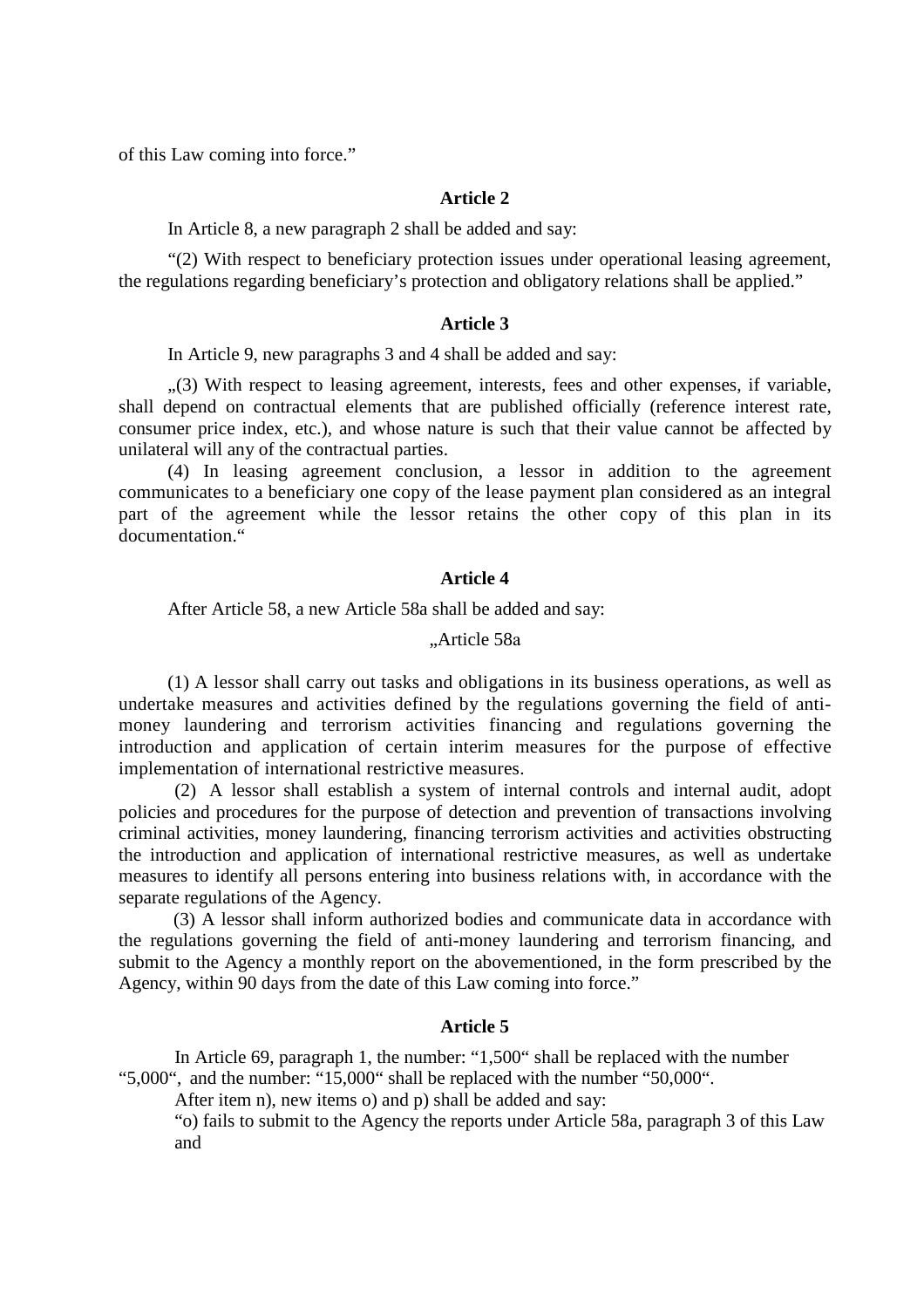of this Law coming into force."

**Article 2**

In Article 8, a new paragraph 2 shall be added and say:

"(2) With respect to beneficiary protection issues under operational leasing agreement, the regulations regarding beneficiary's protection and obligatory relations shall be applied."

**Article 3**

In Article 9, new paragraphs 3 and 4 shall be added and say:

„(3) With respect to leasing agreement, interests, fees and other expenses, if variable, shall depend on contractual elements that are published officially (reference interest rate, consumer price index, etc.), and whose nature is such that their value cannot be affected by unilateral will any of the contractual parties.

(4) In leasing agreement conclusion, a lessor in addition to the agreement communicates to a beneficiary one copy of the lease payment plan considered as an integral part of the agreement while the lessor retains the other copy of this plan in its documentation."

**Article 4**

After Article 58, a new Article 58a shall be added and say:

„Article 58a

(1) A lessor shall carry out tasks and obligations in its business operations, as well as undertake measures and activities defined by the regulations governing the field of anti-money laundering and terrorism activities financing and regulations governing the introduction and application of certain interim measures for the purpose of effective implementation of international restrictive measures.

(2) A lessor shall establish a system of internal controls and internal audit, adopt policies and procedures for the purpose of detection and prevention of transactions involving criminal activities, money laundering, financing terrorism activities and activities obstructing the introduction and application of international restrictive measures, as well as undertake measures to identify all persons entering into business relations with, in accordance with the separate regulations of the Agency.

(3) A lessor shall inform authorized bodies and communicate data in accordance with the regulations governing the field of anti-money laundering and terrorism financing, and submit to the Agency a monthly report on the abovementioned, in the form prescribed by the Agency, within 90 days from the date of this Law coming into force."

**Article 5**

In Article 69, paragraph 1, the number: "1,500" shall be replaced with the number "5,000", and the number: "15,000" shall be replaced with the number "50,000".

After item n), new items o) and p) shall be added and say:

"o) fails to submit to the Agency the reports under Article 58a, paragraph 3 of this Law and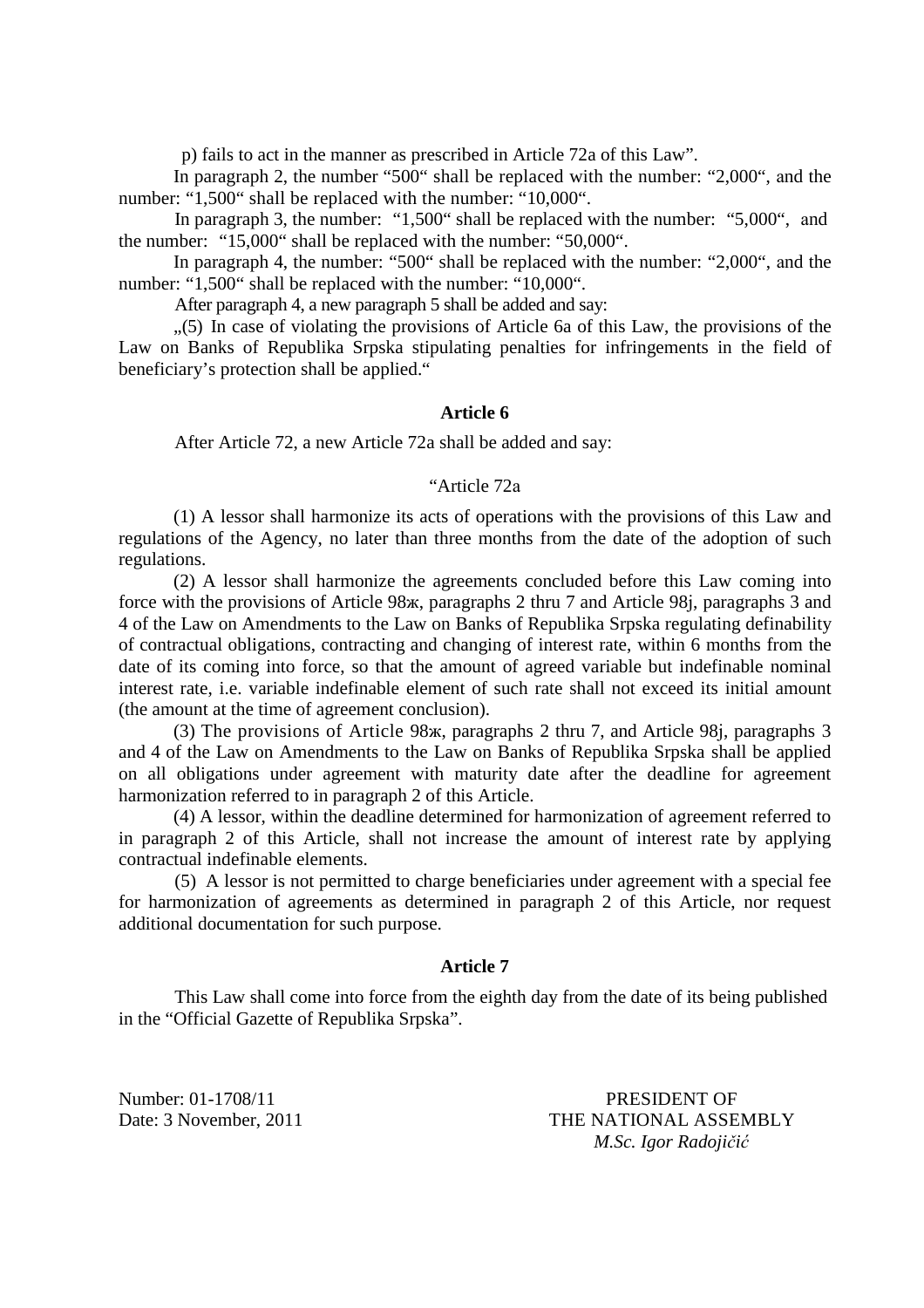p) fails to act in the manner as prescribed in Article 72a of this Law".

In paragraph 2, the number "500" shall be replaced with the number: "2,000", and the number: "1,500" shall be replaced with the number: "10,000".

In paragraph 3, the number: "1,500" shall be replaced with the number: "5,000", and the number: "15,000" shall be replaced with the number: "50,000".

In paragraph 4, the number: "500" shall be replaced with the number: "2,000", and the number: "1,500" shall be replaced with the number: "10,000".

After paragraph 4, a new paragraph 5 shall be added and say:

„(5) In case of violating the provisions of Article 6a of this Law, the provisions of the Law on Banks of Republika Srpska stipulating penalties for infringements in the field of beneficiary's protection shall be applied."

**Article 6**

After Article 72, a new Article 72a shall be added and say:

"Article 72a

(1) A lessor shall harmonize its acts of operations with the provisions of this Law and regulations of the Agency, no later than three months from the date of the adoption of such regulations.

(2) A lessor shall harmonize the agreements concluded before this Law coming into force with the provisions of Article 98ж, paragraphs 2 thru 7 and Article 98j, paragraphs 3 and 4 of the Law on Amendments to the Law on Banks of Republika Srpska regulating definability of contractual obligations, contracting and changing of interest rate, within 6 months from the date of its coming into force, so that the amount of agreed variable but indefinable nominal interest rate, i.e. variable indefinable element of such rate shall not exceed its initial amount (the amount at the time of agreement conclusion).

(3) The provisions of Article 98ж, paragraphs 2 thru 7, and Article 98j, paragraphs 3 and 4 of the Law on Amendments to the Law on Banks of Republika Srpska shall be applied on all obligations under agreement with maturity date after the deadline for agreement harmonization referred to in paragraph 2 of this Article.

(4) A lessor, within the deadline determined for harmonization of agreement referred to in paragraph 2 of this Article, shall not increase the amount of interest rate by applying contractual indefinable elements.

(5) A lessor is not permitted to charge beneficiaries under agreement with a special fee for harmonization of agreements as determined in paragraph 2 of this Article, nor request additional documentation for such purpose.

**Article 7**

This Law shall come into force from the eighth day from the date of its being published in the "Official Gazette of Republika Srpska".

Number: 01-1708/11
Date: 3 November, 2011

PRESIDENT OF
THE NATIONAL ASSEMBLY
*M.Sc. Igor Radojičić*